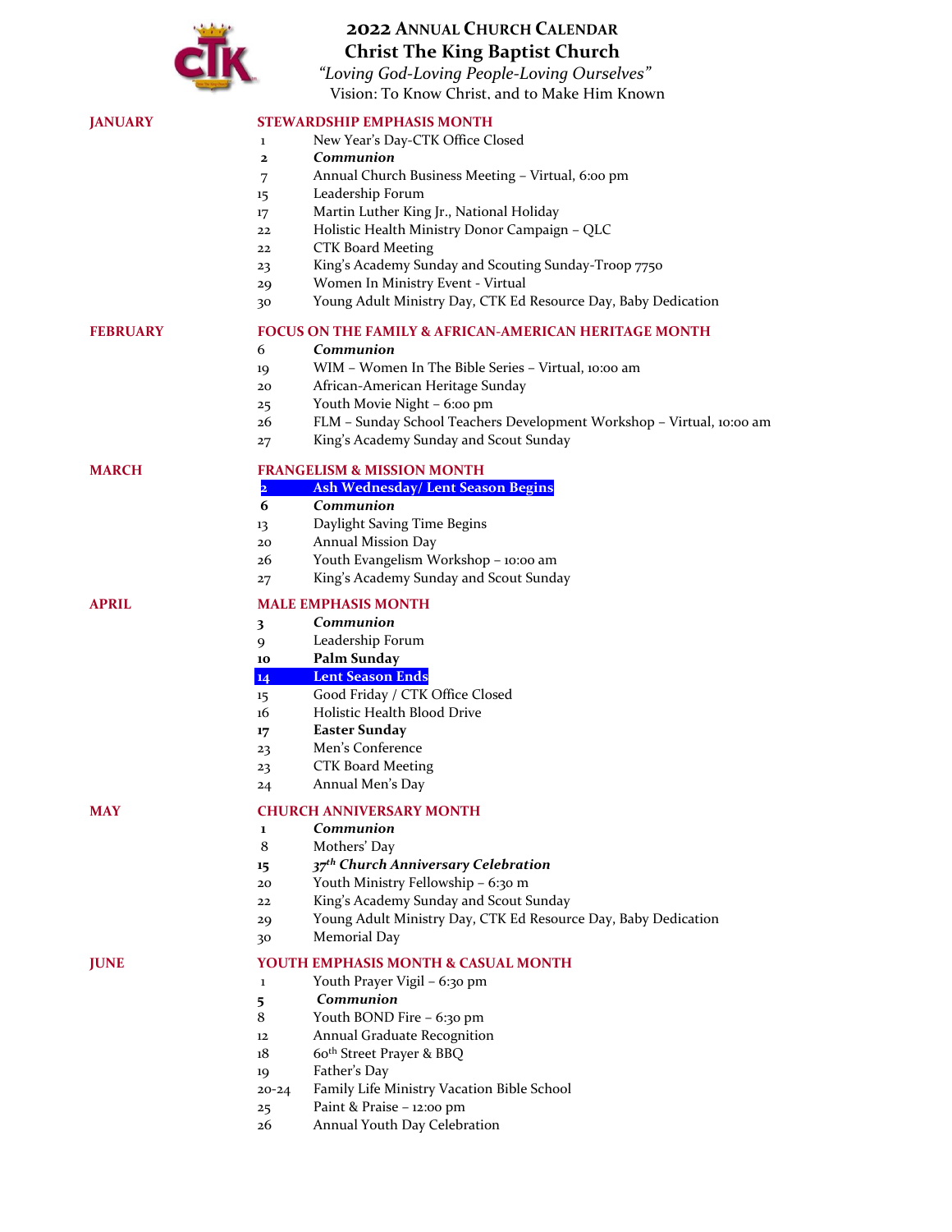# 2022 Annual Church Calendar

## Christ The King Baptist Church

*"Loving God-Loving People-Loving Ourselves"*

Vision: To Know Christ, and to Make Him Known

| | | |
|---|---|---|
| **JANUARY** | **STEWARDSHIP EMPHASIS MONTH** | |
| | 1 | New Year's Day-CTK Office Closed |
| | **2** | ***Communion*** |
| | 7 | Annual Church Business Meeting – Virtual, 6:00 pm |
| | 15 | Leadership Forum |
| | 17 | Martin Luther King Jr., National Holiday |
| | 22 | Holistic Health Ministry Donor Campaign – QLC |
| | 22 | CTK Board Meeting |
| | 23 | King's Academy Sunday and Scouting Sunday-Troop 7750 |
| | 29 | Women In Ministry Event - Virtual |
| | 30 | Young Adult Ministry Day, CTK Ed Resource Day, Baby Dedication |
| **FEBRUARY** | **FOCUS ON THE FAMILY & AFRICAN-AMERICAN HERITAGE MONTH** | |
| | 6 | ***Communion*** |
| | 19 | WIM – Women In The Bible Series – Virtual, 10:00 am |
| | 20 | African-American Heritage Sunday |
| | 25 | Youth Movie Night – 6:00 pm |
| | 26 | FLM – Sunday School Teachers Development Workshop – Virtual, 10:00 am |
| | 27 | King's Academy Sunday and Scout Sunday |
| **MARCH** | **FRANGELISM & MISSION MONTH** | |
| | **2** | **Ash Wednesday/ Lent Season Begins** |
| | **6** | ***Communion*** |
| | 13 | Daylight Saving Time Begins |
| | 20 | Annual Mission Day |
| | 26 | Youth Evangelism Workshop – 10:00 am |
| | 27 | King's Academy Sunday and Scout Sunday |
| **APRIL** | **MALE EMPHASIS MONTH** | |
| | **3** | ***Communion*** |
| | 9 | Leadership Forum |
| | **10** | **Palm Sunday** |
| | **14** | **Lent Season Ends** |
| | 15 | Good Friday / CTK Office Closed |
| | 16 | Holistic Health Blood Drive |
| | **17** | **Easter Sunday** |
| | 23 | Men's Conference |
| | 23 | CTK Board Meeting |
| | 24 | Annual Men's Day |
| **MAY** | **CHURCH ANNIVERSARY MONTH** | |
| | **1** | ***Communion*** |
| | 8 | Mothers' Day |
| | **15** | ***37th Church Anniversary Celebration*** |
| | 20 | Youth Ministry Fellowship – 6:30 m |
| | 22 | King's Academy Sunday and Scout Sunday |
| | 29 | Young Adult Ministry Day, CTK Ed Resource Day, Baby Dedication |
| | 30 | Memorial Day |
| **JUNE** | **YOUTH EMPHASIS MONTH & CASUAL MONTH** | |
| | 1 | Youth Prayer Vigil – 6:30 pm |
| | **5** | ***Communion*** |
| | 8 | Youth BOND Fire – 6:30 pm |
| | 12 | Annual Graduate Recognition |
| | 18 | 60th Street Prayer & BBQ |
| | 19 | Father's Day |
| | 20-24 | Family Life Ministry Vacation Bible School |
| | 25 | Paint & Praise – 12:00 pm |
| | 26 | Annual Youth Day Celebration |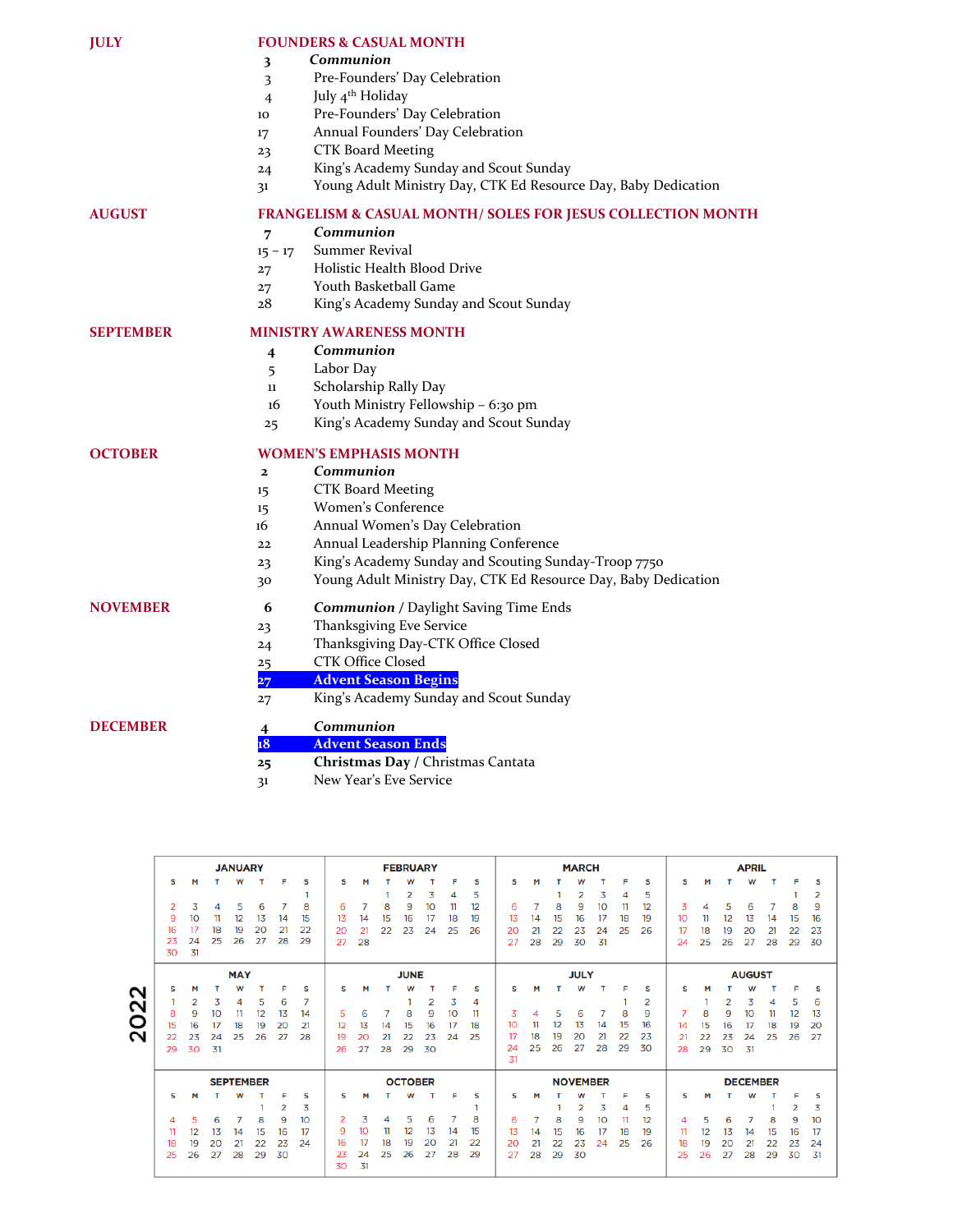**JULY** — **FOUNDERS & CASUAL MONTH**

| | |
|---|---|
| 3 | ***Communion*** |
| 3 | Pre-Founders' Day Celebration |
| 4 | July 4th Holiday |
| 10 | Pre-Founders' Day Celebration |
| 17 | Annual Founders' Day Celebration |
| 23 | CTK Board Meeting |
| 24 | King's Academy Sunday and Scout Sunday |
| 31 | Young Adult Ministry Day, CTK Ed Resource Day, Baby Dedication |

**AUGUST** — **FRANGELISM & CASUAL MONTH/ SOLES FOR JESUS COLLECTION MONTH**

| | |
|---|---|
| 7 | ***Communion*** |
| 15 – 17 | Summer Revival |
| 27 | Holistic Health Blood Drive |
| 27 | Youth Basketball Game |
| 28 | King's Academy Sunday and Scout Sunday |

**SEPTEMBER** — **MINISTRY AWARENESS MONTH**

| | |
|---|---|
| 4 | ***Communion*** |
| 5 | Labor Day |
| 11 | Scholarship Rally Day |
| 16 | Youth Ministry Fellowship – 6:30 pm |
| 25 | King's Academy Sunday and Scout Sunday |

**OCTOBER** — **WOMEN'S EMPHASIS MONTH**

| | |
|---|---|
| 2 | ***Communion*** |
| 15 | CTK Board Meeting |
| 15 | Women's Conference |
| 16 | Annual Women's Day Celebration |
| 22 | Annual Leadership Planning Conference |
| 23 | King's Academy Sunday and Scouting Sunday-Troop 7750 |
| 30 | Young Adult Ministry Day, CTK Ed Resource Day, Baby Dedication |

**NOVEMBER**

| | |
|---|---|
| 6 | ***Communion*** / Daylight Saving Time Ends |
| 23 | Thanksgiving Eve Service |
| 24 | Thanksgiving Day-CTK Office Closed |
| 25 | CTK Office Closed |
| 27 | **Advent Season Begins** |
| 27 | King's Academy Sunday and Scout Sunday |

**DECEMBER**

| | |
|---|---|
| 4 | ***Communion*** |
| 18 | **Advent Season Ends** |
| 25 | **Christmas Day** / Christmas Cantata |
| 31 | New Year's Eve Service |

**2022**

**JANUARY**

| S | M | T | W | T | F | S |
|---|---|---|---|---|---|---|
| | | | | | | 1 |
| 2 | 3 | 4 | 5 | 6 | 7 | 8 |
| 9 | 10 | 11 | 12 | 13 | 14 | 15 |
| 16 | 17 | 18 | 19 | 20 | 21 | 22 |
| 23 | 24 | 25 | 26 | 27 | 28 | 29 |
| 30 | 31 | | | | | |

**FEBRUARY**

| S | M | T | W | T | F | S |
|---|---|---|---|---|---|---|
| | | 1 | 2 | 3 | 4 | 5 |
| 6 | 7 | 8 | 9 | 10 | 11 | 12 |
| 13 | 14 | 15 | 16 | 17 | 18 | 19 |
| 20 | 21 | 22 | 23 | 24 | 25 | 26 |
| 27 | 28 | | | | | |

**MARCH**

| S | M | T | W | T | F | S |
|---|---|---|---|---|---|---|
| | | 1 | 2 | 3 | 4 | 5 |
| 6 | 7 | 8 | 9 | 10 | 11 | 12 |
| 13 | 14 | 15 | 16 | 17 | 18 | 19 |
| 20 | 21 | 22 | 23 | 24 | 25 | 26 |
| 27 | 28 | 29 | 30 | 31 | | |

**APRIL**

| S | M | T | W | T | F | S |
|---|---|---|---|---|---|---|
| | | | | | 1 | 2 |
| 3 | 4 | 5 | 6 | 7 | 8 | 9 |
| 10 | 11 | 12 | 13 | 14 | 15 | 16 |
| 17 | 18 | 19 | 20 | 21 | 22 | 23 |
| 24 | 25 | 26 | 27 | 28 | 29 | 30 |

**MAY**

| S | M | T | W | T | F | S |
|---|---|---|---|---|---|---|
| 1 | 2 | 3 | 4 | 5 | 6 | 7 |
| 8 | 9 | 10 | 11 | 12 | 13 | 14 |
| 15 | 16 | 17 | 18 | 19 | 20 | 21 |
| 22 | 23 | 24 | 25 | 26 | 27 | 28 |
| 29 | 30 | 31 | | | | |

**JUNE**

| S | M | T | W | T | F | S |
|---|---|---|---|---|---|---|
| | | | 1 | 2 | 3 | 4 |
| 5 | 6 | 7 | 8 | 9 | 10 | 11 |
| 12 | 13 | 14 | 15 | 16 | 17 | 18 |
| 19 | 20 | 21 | 22 | 23 | 24 | 25 |
| 26 | 27 | 28 | 29 | 30 | | |

**JULY**

| S | M | T | W | T | F | S |
|---|---|---|---|---|---|---|
| | | | | | 1 | 2 |
| 3 | 4 | 5 | 6 | 7 | 8 | 9 |
| 10 | 11 | 12 | 13 | 14 | 15 | 16 |
| 17 | 18 | 19 | 20 | 21 | 22 | 23 |
| 24 | 25 | 26 | 27 | 28 | 29 | 30 |
| 31 | | | | | | |

**AUGUST**

| S | M | T | W | T | F | S |
|---|---|---|---|---|---|---|
| | 1 | 2 | 3 | 4 | 5 | 6 |
| 7 | 8 | 9 | 10 | 11 | 12 | 13 |
| 14 | 15 | 16 | 17 | 18 | 19 | 20 |
| 21 | 22 | 23 | 24 | 25 | 26 | 27 |
| 28 | 29 | 30 | 31 | | | |

**SEPTEMBER**

| S | M | T | W | T | F | S |
|---|---|---|---|---|---|---|
| | | | | 1 | 2 | 3 |
| 4 | 5 | 6 | 7 | 8 | 9 | 10 |
| 11 | 12 | 13 | 14 | 15 | 16 | 17 |
| 18 | 19 | 20 | 21 | 22 | 23 | 24 |
| 25 | 26 | 27 | 28 | 29 | 30 | |

**OCTOBER**

| S | M | T | W | T | F | S |
|---|---|---|---|---|---|---|
| | | | | | | 1 |
| 2 | 3 | 4 | 5 | 6 | 7 | 8 |
| 9 | 10 | 11 | 12 | 13 | 14 | 15 |
| 16 | 17 | 18 | 19 | 20 | 21 | 22 |
| 23 | 24 | 25 | 26 | 27 | 28 | 29 |
| 30 | 31 | | | | | |

**NOVEMBER**

| S | M | T | W | T | F | S |
|---|---|---|---|---|---|---|
| | | 1 | 2 | 3 | 4 | 5 |
| 6 | 7 | 8 | 9 | 10 | 11 | 12 |
| 13 | 14 | 15 | 16 | 17 | 18 | 19 |
| 20 | 21 | 22 | 23 | 24 | 25 | 26 |
| 27 | 28 | 29 | 30 | | | |

**DECEMBER**

| S | M | T | W | T | F | S |
|---|---|---|---|---|---|---|
| | | | | 1 | 2 | 3 |
| 4 | 5 | 6 | 7 | 8 | 9 | 10 |
| 11 | 12 | 13 | 14 | 15 | 16 | 17 |
| 18 | 19 | 20 | 21 | 22 | 23 | 24 |
| 25 | 26 | 27 | 28 | 29 | 30 | 31 |